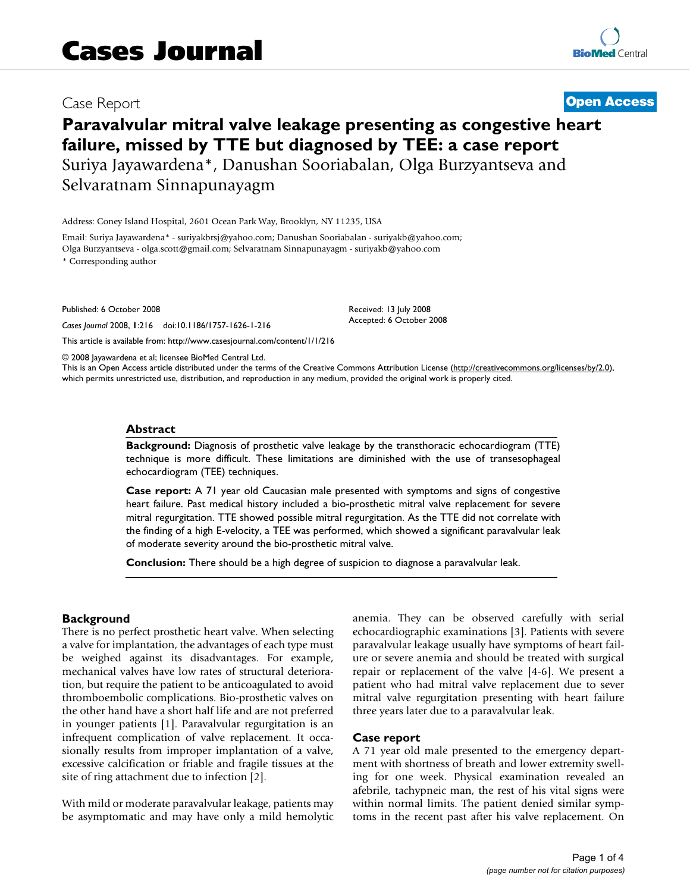# Cases Journal

Case Report

**Open Access**

# Paravalvular mitral valve leakage presenting as congestive heart failure, missed by TTE but diagnosed by TEE: a case report

Suriya Jayawardena*, Danushan Sooriabalan, Olga Burzyantseva and Selvaratnam Sinnapunayagm

Address: Coney Island Hospital, 2601 Ocean Park Way, Brooklyn, NY 11235, USA

Email: Suriya Jayawardena* - suriyakbrsj@yahoo.com; Danushan Sooriabalan - suriyakb@yahoo.com; Olga Burzyantseva - olga.scott@gmail.com; Selvaratnam Sinnapunayagm - suriyakb@yahoo.com

* Corresponding author

Published: 6 October 2008

*Cases Journal* 2008, **1**:216 doi:10.1186/1757-1626-1-216

Received: 13 July 2008
Accepted: 6 October 2008

This article is available from: http://www.casesjournal.com/content/1/1/216

© 2008 Jayawardena et al; licensee BioMed Central Ltd.
This is an Open Access article distributed under the terms of the Creative Commons Attribution License (http://creativecommons.org/licenses/by/2.0), which permits unrestricted use, distribution, and reproduction in any medium, provided the original work is properly cited.

## Abstract

**Background:** Diagnosis of prosthetic valve leakage by the transthoracic echocardiogram (TTE) technique is more difficult. These limitations are diminished with the use of transesophageal echocardiogram (TEE) techniques.

**Case report:** A 71 year old Caucasian male presented with symptoms and signs of congestive heart failure. Past medical history included a bio-prosthetic mitral valve replacement for severe mitral regurgitation. TTE showed possible mitral regurgitation. As the TTE did not correlate with the finding of a high E-velocity, a TEE was performed, which showed a significant paravalvular leak of moderate severity around the bio-prosthetic mitral valve.

**Conclusion:** There should be a high degree of suspicion to diagnose a paravalvular leak.

## Background

There is no perfect prosthetic heart valve. When selecting a valve for implantation, the advantages of each type must be weighed against its disadvantages. For example, mechanical valves have low rates of structural deterioration, but require the patient to be anticoagulated to avoid thromboembolic complications. Bio-prosthetic valves on the other hand have a short half life and are not preferred in younger patients [1]. Paravalvular regurgitation is an infrequent complication of valve replacement. It occasionally results from improper implantation of a valve, excessive calcification or friable and fragile tissues at the site of ring attachment due to infection [2].

With mild or moderate paravalvular leakage, patients may be asymptomatic and may have only a mild hemolytic anemia. They can be observed carefully with serial echocardiographic examinations [3]. Patients with severe paravalvular leakage usually have symptoms of heart failure or severe anemia and should be treated with surgical repair or replacement of the valve [4-6]. We present a patient who had mitral valve replacement due to sever mitral valve regurgitation presenting with heart failure three years later due to a paravalvular leak.

## Case report

A 71 year old male presented to the emergency department with shortness of breath and lower extremity swelling for one week. Physical examination revealed an afebrile, tachypneic man, the rest of his vital signs were within normal limits. The patient denied similar symptoms in the recent past after his valve replacement. On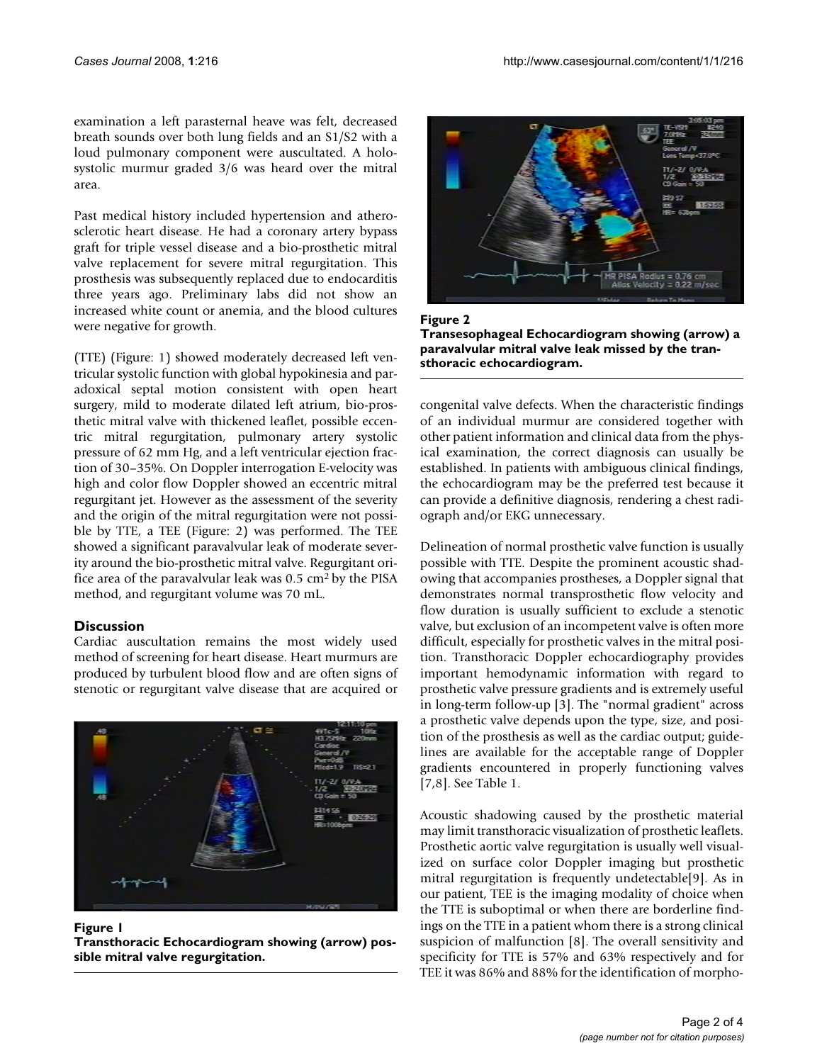examination a left parasternal heave was felt, decreased breath sounds over both lung fields and an S1/S2 with a loud pulmonary component were auscultated. A holosystolic murmur graded 3/6 was heard over the mitral area.

Past medical history included hypertension and atherosclerotic heart disease. He had a coronary artery bypass graft for triple vessel disease and a bio-prosthetic mitral valve replacement for severe mitral regurgitation. This prosthesis was subsequently replaced due to endocarditis three years ago. Preliminary labs did not show an increased white count or anemia, and the blood cultures were negative for growth.

(TTE) (Figure: 1) showed moderately decreased left ventricular systolic function with global hypokinesia and paradoxical septal motion consistent with open heart surgery, mild to moderate dilated left atrium, bio-prosthetic mitral valve with thickened leaflet, possible eccentric mitral regurgitation, pulmonary artery systolic pressure of 62 mm Hg, and a left ventricular ejection fraction of 30–35%. On Doppler interrogation E-velocity was high and color flow Doppler showed an eccentric mitral regurgitant jet. However as the assessment of the severity and the origin of the mitral regurgitation were not possible by TTE, a TEE (Figure: 2) was performed. The TEE showed a significant paravalvular leak of moderate severity around the bio-prosthetic mitral valve. Regurgitant orifice area of the paravalvular leak was 0.5 $cm^2$ by the PISA method, and regurgitant volume was 70 mL.

## Discussion

Cardiac auscultation remains the most widely used method of screening for heart disease. Heart murmurs are produced by turbulent blood flow and are often signs of stenotic or regurgitant valve disease that are acquired or congenital valve defects. When the characteristic findings of an individual murmur are considered together with other patient information and clinical data from the physical examination, the correct diagnosis can usually be established. In patients with ambiguous clinical findings, the echocardiogram may be the preferred test because it can provide a definitive diagnosis, rendering a chest radiograph and/or EKG unnecessary.

**Figure 1**
**Transthoracic Echocardiogram showing (arrow) possible mitral valve regurgitation.**

**Figure 2**
**Transesophageal Echocardiogram showing (arrow) a paravalvular mitral valve leak missed by the transthoracic echocardiogram.**

Delineation of normal prosthetic valve function is usually possible with TTE. Despite the prominent acoustic shadowing that accompanies prostheses, a Doppler signal that demonstrates normal transprosthetic flow velocity and flow duration is usually sufficient to exclude a stenotic valve, but exclusion of an incompetent valve is often more difficult, especially for prosthetic valves in the mitral position. Transthoracic Doppler echocardiography provides important hemodynamic information with regard to prosthetic valve pressure gradients and is extremely useful in long-term follow-up [3]. The "normal gradient" across a prosthetic valve depends upon the type, size, and position of the prosthesis as well as the cardiac output; guidelines are available for the acceptable range of Doppler gradients encountered in properly functioning valves [7,8]. See Table 1.

Acoustic shadowing caused by the prosthetic material may limit transthoracic visualization of prosthetic leaflets. Prosthetic aortic valve regurgitation is usually well visualized on surface color Doppler imaging but prosthetic mitral regurgitation is frequently undetectable[9]. As in our patient, TEE is the imaging modality of choice when the TTE is suboptimal or when there are borderline findings on the TTE in a patient whom there is a strong clinical suspicion of malfunction [8]. The overall sensitivity and specificity for TTE is 57% and 63% respectively and for TEE it was 86% and 88% for the identification of morpho-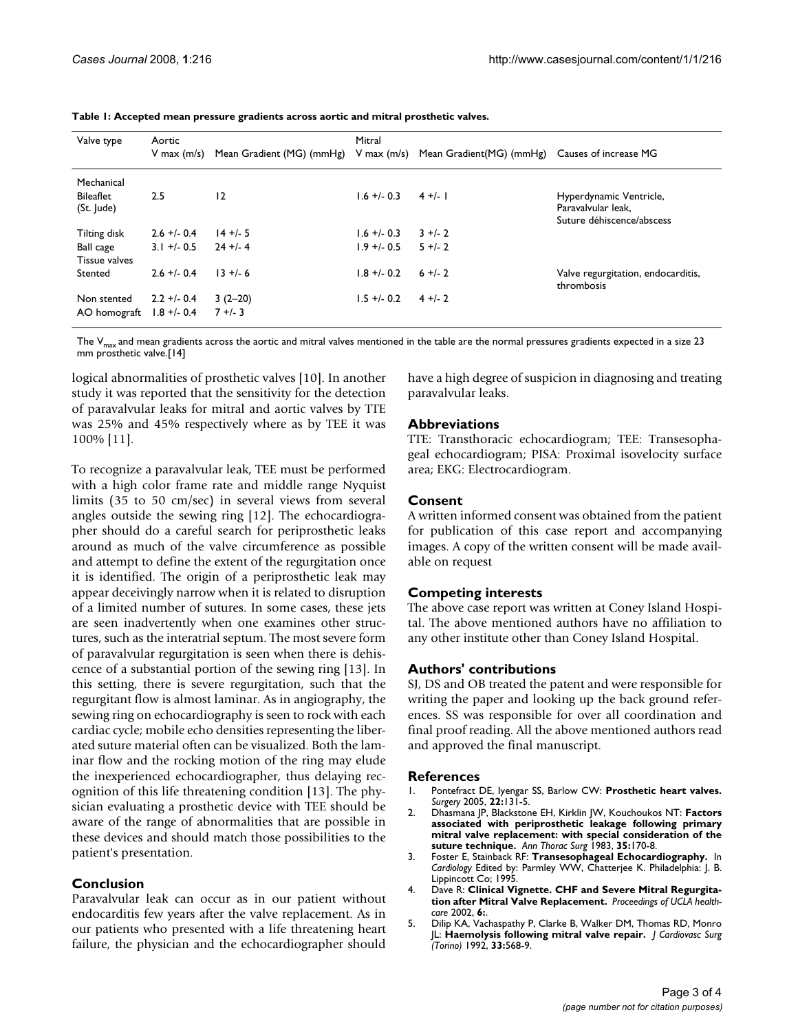**Table 1: Accepted mean pressure gradients across aortic and mitral prosthetic valves.**

| Valve type | Aortic V max (m/s) | Mean Gradient (MG) (mmHg) | Mitral V max (m/s) | Mean Gradient(MG) (mmHg) | Causes of increase MG |
|---|---|---|---|---|---|
| Mechanical | | | | | |
| Bileaflet (St. Jude) | 2.5 | 12 | 1.6 +/- 0.3 | 4 +/- 1 | Hyperdynamic Ventricle, Paravalvular leak, Suture déhiscence/abscess |
| Tilting disk | 2.6 +/- 0.4 | 14 +/- 5 | 1.6 +/- 0.3 | 3 +/- 2 | |
| Ball cage | 3.1 +/- 0.5 | 24 +/- 4 | 1.9 +/- 0.5 | 5 +/- 2 | |
| Tissue valves | | | | | |
| Stented | 2.6 +/- 0.4 | 13 +/- 6 | 1.8 +/- 0.2 | 6 +/- 2 | Valve regurgitation, endocarditis, thrombosis |
| Non stented | 2.2 +/- 0.4 | 3 (2–20) | 1.5 +/- 0.2 | 4 +/- 2 | |
| AO homograft | 1.8 +/- 0.4 | 7 +/- 3 | | | |

The $V_{max}$ and mean gradients across the aortic and mitral valves mentioned in the table are the normal pressures gradients expected in a size 23 mm prosthetic valve.[14]

logical abnormalities of prosthetic valves [10]. In another study it was reported that the sensitivity for the detection of paravalvular leaks for mitral and aortic valves by TTE was 25% and 45% respectively where as by TEE it was 100% [11].

To recognize a paravalvular leak, TEE must be performed with a high color frame rate and middle range Nyquist limits (35 to 50 cm/sec) in several views from several angles outside the sewing ring [12]. The echocardiographer should do a careful search for periprosthetic leaks around as much of the valve circumference as possible and attempt to define the extent of the regurgitation once it is identified. The origin of a periprosthetic leak may appear deceivingly narrow when it is related to disruption of a limited number of sutures. In some cases, these jets are seen inadvertently when one examines other structures, such as the interatrial septum. The most severe form of paravalvular regurgitation is seen when there is dehiscence of a substantial portion of the sewing ring [13]. In this setting, there is severe regurgitation, such that the regurgitant flow is almost laminar. As in angiography, the sewing ring on echocardiography is seen to rock with each cardiac cycle; mobile echo densities representing the liberated suture material often can be visualized. Both the laminar flow and the rocking motion of the ring may elude the inexperienced echocardiographer, thus delaying recognition of this life threatening condition [13]. The physician evaluating a prosthetic device with TEE should be aware of the range of abnormalities that are possible in these devices and should match those possibilities to the patient's presentation.

## Conclusion

Paravalvular leak can occur as in our patient without endocarditis few years after the valve replacement. As in our patients who presented with a life threatening heart failure, the physician and the echocardiographer should have a high degree of suspicion in diagnosing and treating paravalvular leaks.

## Abbreviations

TTE: Transthoracic echocardiogram; TEE: Transesophageal echocardiogram; PISA: Proximal isovelocity surface area; EKG: Electrocardiogram.

## Consent

A written informed consent was obtained from the patient for publication of this case report and accompanying images. A copy of the written consent will be made available on request

## Competing interests

The above case report was written at Coney Island Hospital. The above mentioned authors have no affiliation to any other institute other than Coney Island Hospital.

## Authors' contributions

SJ, DS and OB treated the patent and were responsible for writing the paper and looking up the back ground references. SS was responsible for over all coordination and final proof reading. All the above mentioned authors read and approved the final manuscript.

## References

1. Pontefract DE, Iyengar SS, Barlow CW: **Prosthetic heart valves.** *Surgery* 2005, **22:**131-5.
2. Dhasmana JP, Blackstone EH, Kirklin JW, Kouchoukos NT: **Factors associated with periprosthetic leakage following primary mitral valve replacement: with special consideration of the suture technique.** *Ann Thorac Surg* 1983, **35:**170-8.
3. Foster E, Stainback RF: **Transesophageal Echocardiography.** In *Cardiology* Edited by: Parmley WW, Chatterjee K. Philadelphia: J. B. Lippincott Co; 1995.
4. Dave R: **Clinical Vignette. CHF and Severe Mitral Regurgitation after Mitral Valve Replacement.** *Proceedings of UCLA healthcare* 2002, **6:**.
5. Dilip KA, Vachaspathy P, Clarke B, Walker DM, Thomas RD, Monro JL: **Haemolysis following mitral valve repair.** *J Cardiovasc Surg (Torino)* 1992, **33:**568-9.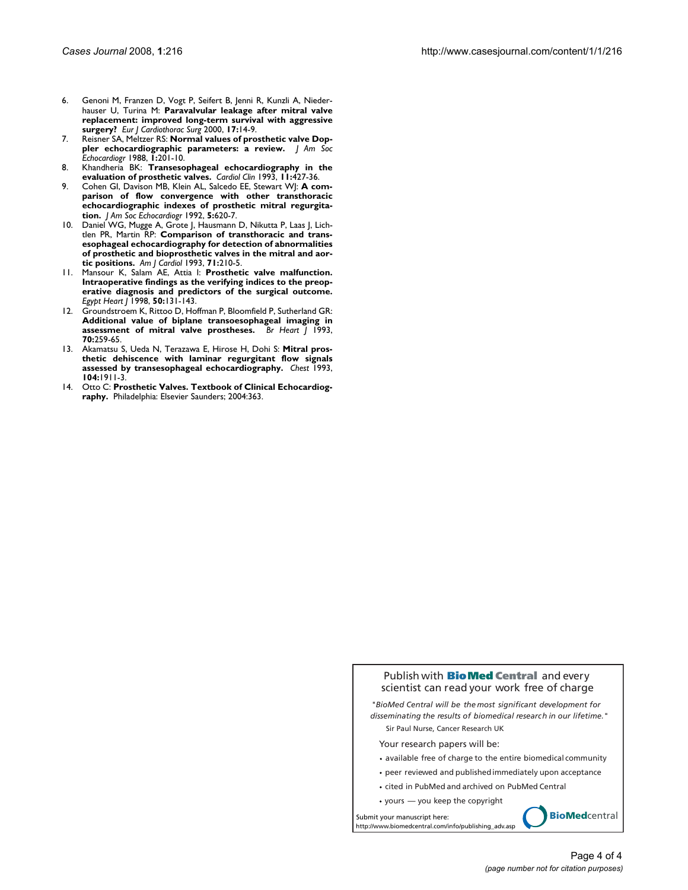6. Genoni M, Franzen D, Vogt P, Seifert B, Jenni R, Kunzli A, Niederhauser U, Turina M: **Paravalvular leakage after mitral valve replacement: improved long-term survival with aggressive surgery?** *Eur J Cardiothorac Surg* 2000, **17:**14-9.
7. Reisner SA, Meltzer RS: **Normal values of prosthetic valve Doppler echocardiographic parameters: a review.** *J Am Soc Echocardiogr* 1988, **1:**201-10.
8. Khandheria BK: **Transesophageal echocardiography in the evaluation of prosthetic valves.** *Cardiol Clin* 1993, **11:**427-36.
9. Cohen GI, Davison MB, Klein AL, Salcedo EE, Stewart WJ: **A comparison of flow convergence with other transthoracic echocardiographic indexes of prosthetic mitral regurgitation.** *J Am Soc Echocardiogr* 1992, **5:**620-7.
10. Daniel WG, Mugge A, Grote J, Hausmann D, Nikutta P, Laas J, Lichtlen PR, Martin RP: **Comparison of transthoracic and transesophageal echocardiography for detection of abnormalities of prosthetic and bioprosthetic valves in the mitral and aortic positions.** *Am J Cardiol* 1993, **71:**210-5.
11. Mansour K, Salam AE, Attia I: **Prosthetic valve malfunction. Intraoperative findings as the verifying indices to the preoperative diagnosis and predictors of the surgical outcome.** *Egypt Heart J* 1998, **50:**131-143.
12. Groundstroem K, Rittoo D, Hoffman P, Bloomfield P, Sutherland GR: **Additional value of biplane transoesophageal imaging in assessment of mitral valve prostheses.** *Br Heart J* 1993, **70:**259-65.
13. Akamatsu S, Ueda N, Terazawa E, Hirose H, Dohi S: **Mitral prosthetic dehiscence with laminar regurgitant flow signals assessed by transesophageal echocardiography.** *Chest* 1993, **104:**1911-3.
14. Otto C: **Prosthetic Valves. Textbook of Clinical Echocardiography.** Philadelphia: Elsevier Saunders; 2004:363.

Publish with **BioMed Central** and every scientist can read your work free of charge

*"BioMed Central will be the most significant development for disseminating the results of biomedical research in our lifetime."*
Sir Paul Nurse, Cancer Research UK

Your research papers will be:

- available free of charge to the entire biomedical community
- peer reviewed and published immediately upon acceptance
- cited in PubMed and archived on PubMed Central
- yours — you keep the copyright

Submit your manuscript here:
http://www.biomedcentral.com/info/publishing_adv.asp

BioMedcentral